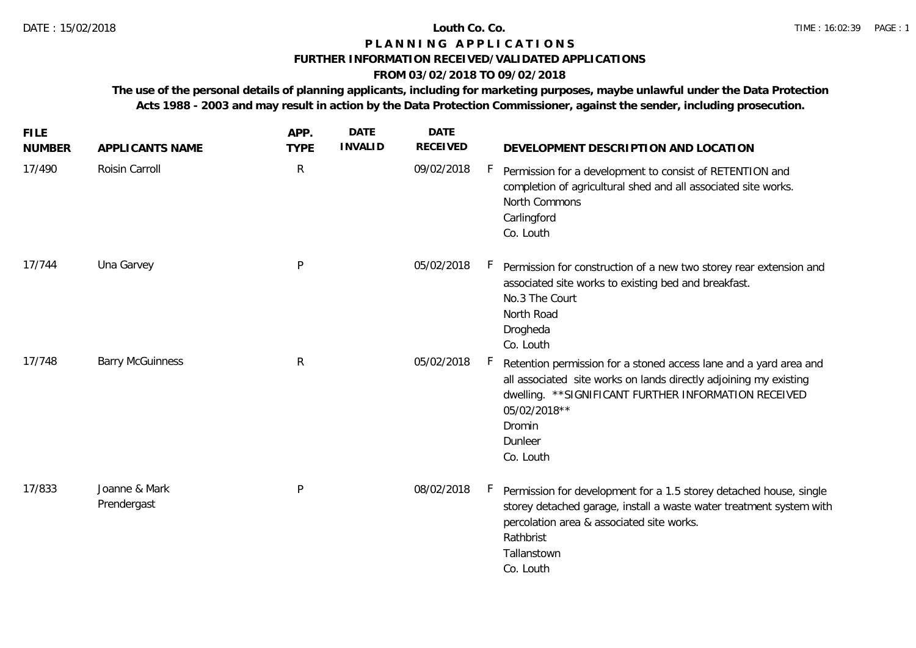# Louth Co. Co.

## PLANNING APPLICATIONS

### FURTHER INFORMATION RECEIVED/VALIDATED APPLICATIONS

### FROM 03/02/2018 TO 09/02/2018

**The use of the personal details of planning applicants, including for marketing purposes, maybe unlawful under the Data Protection Acts 1988 - 2003 and may result in action by the Data Protection Commissioner, against the sender, including prosecution.**

| FILE NUMBER | APPLICANTS NAME | APP. TYPE | DATE INVALID | DATE RECEIVED | | DEVELOPMENT DESCRIPTION AND LOCATION |
|---|---|---|---|---|---|---|
| 17/490 | Roisin Carroll | R | | 09/02/2018 | F | Permission for a development to consist of RETENTION and completion of agricultural shed and all associated site works. North Commons Carlingford Co. Louth |
| 17/744 | Una Garvey | P | | 05/02/2018 | F | Permission for construction of a new two storey rear extension and associated site works to existing bed and breakfast. No.3 The Court North Road Drogheda Co. Louth |
| 17/748 | Barry McGuinness | R | | 05/02/2018 | F | Retention permission for a stoned access lane and a yard area and all associated site works on lands directly adjoining my existing dwelling. **SIGNIFICANT FURTHER INFORMATION RECEIVED 05/02/2018** Dromin Dunleer Co. Louth |
| 17/833 | Joanne & Mark Prendergast | P | | 08/02/2018 | F | Permission for development for a 1.5 storey detached house, single storey detached garage, install a waste water treatment system with percolation area & associated site works. Rathbrist Tallanstown Co. Louth |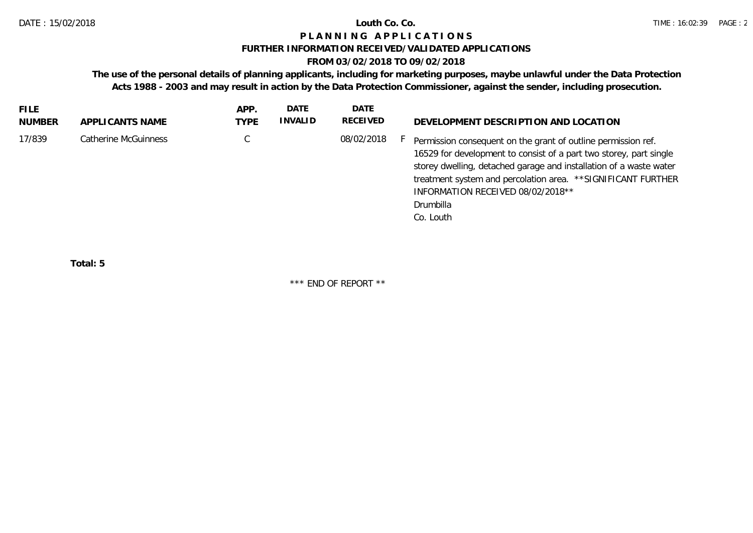# Louth Co. Co.

## PLANNING APPLICATIONS

### FURTHER INFORMATION RECEIVED/VALIDATED APPLICATIONS

### FROM 03/02/2018 TO 09/02/2018

**The use of the personal details of planning applicants, including for marketing purposes, maybe unlawful under the Data Protection Acts 1988 - 2003 and may result in action by the Data Protection Commissioner, against the sender, including prosecution.**

| FILE NUMBER | APPLICANTS NAME | APP. TYPE | DATE INVALID | DATE RECEIVED | | DEVELOPMENT DESCRIPTION AND LOCATION |
|---|---|---|---|---|---|---|
| 17/839 | Catherine McGuinness | C | | 08/02/2018 | F | Permission consequent on the grant of outline permission ref. 16529 for development to consist of a part two storey, part single storey dwelling, detached garage and installation of a waste water treatment system and percolation area. **SIGNIFICANT FURTHER INFORMATION RECEIVED 08/02/2018** Drumbilla Co. Louth |

**Total: 5**

*** END OF REPORT **